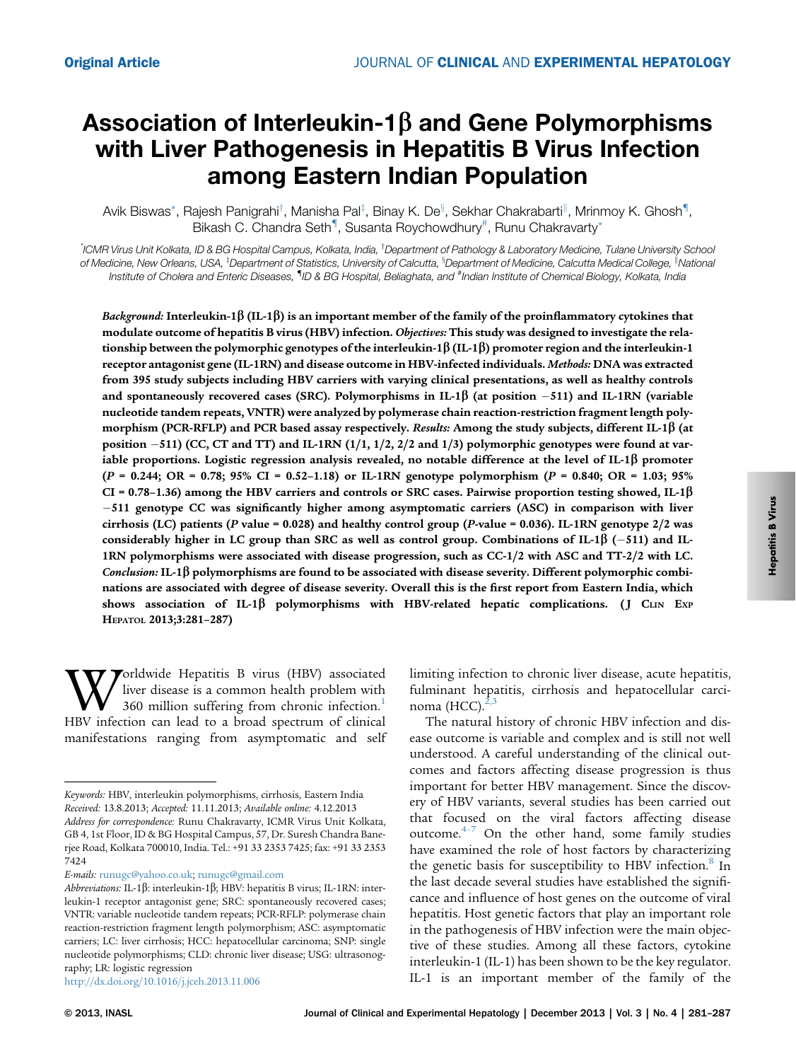Original Article

# Association of Interleukin-1β and Gene Polymorphisms with Liver Pathogenesis in Hepatitis B Virus Infection among Eastern Indian Population

Avik Biswas[*], Rajesh Panigrahi[†], Manisha Pal[‡], Binay K. De[§], Sekhar Chakrabarti[‖], Mrinmoy K. Ghosh[¶], Bikash C. Chandra Seth[¶], Susanta Roychowdhury[#], Runu Chakravarty[*]

[*]ICMR Virus Unit Kolkata, ID & BG Hospital Campus, Kolkata, India, [†]Department of Pathology & Laboratory Medicine, Tulane University School of Medicine, New Orleans, USA, [‡]Department of Statistics, University of Calcutta, [§]Department of Medicine, Calcutta Medical College, [‖]National Institute of Cholera and Enteric Diseases, [¶]ID & BG Hospital, Beliaghata, and [#]Indian Institute of Chemical Biology, Kolkata, India

***Background:*** **Interleukin-1β (IL-1β) is an important member of the family of the proinflammatory cytokines that modulate outcome of hepatitis B virus (HBV) infection.** ***Objectives:*** **This study was designed to investigate the relationship between the polymorphic genotypes of the interleukin-1β (IL-1β) promoter region and the interleukin-1 receptor antagonist gene (IL-1RN) and disease outcome in HBV-infected individuals.** ***Methods:*** **DNA was extracted from 395 study subjects including HBV carriers with varying clinical presentations, as well as healthy controls and spontaneously recovered cases (SRC). Polymorphisms in IL-1β (at position −511) and IL-1RN (variable nucleotide tandem repeats, VNTR) were analyzed by polymerase chain reaction-restriction fragment length polymorphism (PCR-RFLP) and PCR based assay respectively.** ***Results:*** **Among the study subjects, different IL-1β (at position −511) (CC, CT and TT) and IL-1RN (1/1, 1/2, 2/2 and 1/3) polymorphic genotypes were found at variable proportions. Logistic regression analysis revealed, no notable difference at the level of IL-1β promoter ($P$ = 0.244; OR = 0.78; 95% CI = 0.52–1.18) or IL-1RN genotype polymorphism ($P$ = 0.840; OR = 1.03; 95% CI = 0.78–1.36) among the HBV carriers and controls or SRC cases. Pairwise proportion testing showed, IL-1β −511 genotype CC was significantly higher among asymptomatic carriers (ASC) in comparison with liver cirrhosis (LC) patients ($P$ value = 0.028) and healthy control group ($P$-value = 0.036). IL-1RN genotype 2/2 was considerably higher in LC group than SRC as well as control group. Combinations of IL-1β (−511) and IL-1RN polymorphisms were associated with disease progression, such as CC-1/2 with ASC and TT-2/2 with LC.** ***Conclusion:*** **IL-1β polymorphisms are found to be associated with disease severity. Different polymorphic combinations are associated with degree of disease severity. Overall this is the first report from Eastern India, which shows association of IL-1β polymorphisms with HBV-related hepatic complications. (J Clin Exp Hepatol 2013;3:281–287)**

Worldwide Hepatitis B virus (HBV) associated liver disease is a common health problem with 360 million suffering from chronic infection.[1] HBV infection can lead to a broad spectrum of clinical manifestations ranging from asymptomatic and self limiting infection to chronic liver disease, acute hepatitis, fulminant hepatitis, cirrhosis and hepatocellular carcinoma (HCC).[2,3]

The natural history of chronic HBV infection and disease outcome is variable and complex and is still not well understood. A careful understanding of the clinical outcomes and factors affecting disease progression is thus important for better HBV management. Since the discovery of HBV variants, several studies has been carried out that focused on the viral factors affecting disease outcome.[4–7] On the other hand, some family studies have examined the role of host factors by characterizing the genetic basis for susceptibility to HBV infection.[8] In the last decade several studies have established the significance and influence of host genes on the outcome of viral hepatitis. Host genetic factors that play an important role in the pathogenesis of HBV infection were the main objective of these studies. Among all these factors, cytokine interleukin-1 (IL-1) has been shown to be the key regulator. IL-1 is an important member of the family of the

*Keywords:* HBV, interleukin polymorphisms, cirrhosis, Eastern India
*Received:* 13.8.2013; *Accepted:* 11.11.2013; *Available online:* 4.12.2013
*Address for correspondence:* Runu Chakravarty, ICMR Virus Unit Kolkata, GB 4, 1st Floor, ID & BG Hospital Campus, 57, Dr. Suresh Chandra Banerjee Road, Kolkata 700010, India. Tel.: +91 33 2353 7425; fax: +91 33 2353 7424
*E-mails:* runugc@yahoo.co.uk; runugc@gmail.com
*Abbreviations:* IL-1β: interleukin-1β; HBV: hepatitis B virus; IL-1RN: interleukin-1 receptor antagonist gene; SRC: spontaneously recovered cases; VNTR: variable nucleotide tandem repeats; PCR-RFLP: polymerase chain reaction-restriction fragment length polymorphism; ASC: asymptomatic carriers; LC: liver cirrhosis; HCC: hepatocellular carcinoma; SNP: single nucleotide polymorphisms; CLD: chronic liver disease; USG: ultrasonography; LR: logistic regression
http://dx.doi.org/10.1016/j.jceh.2013.11.006

© 2013, INASL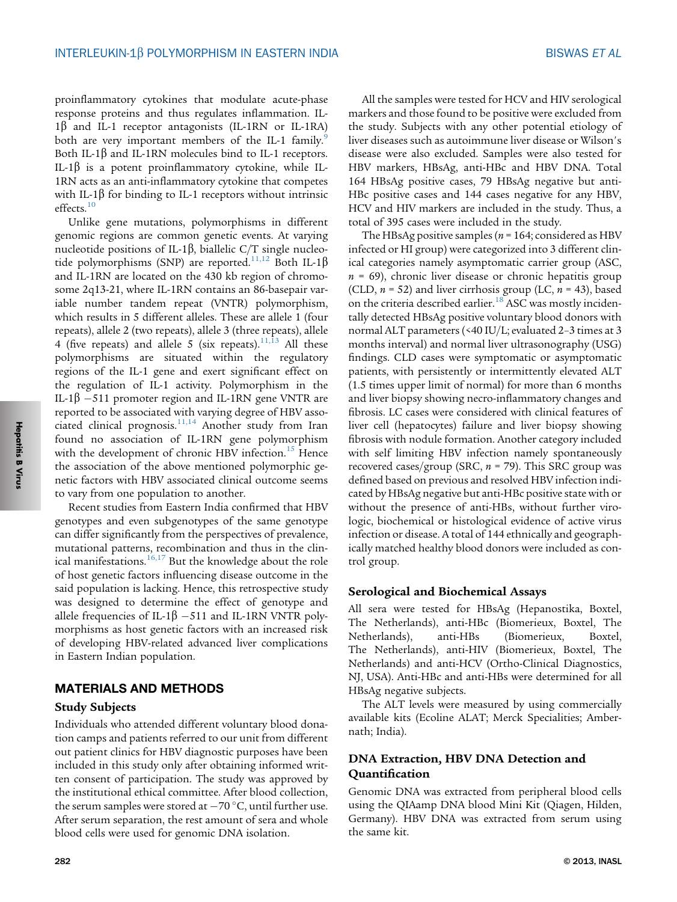proinflammatory cytokines that modulate acute-phase response proteins and thus regulates inflammation. IL-1β and IL-1 receptor antagonists (IL-1RN or IL-1RA) both are very important members of the IL-1 family.[9] Both IL-1β and IL-1RN molecules bind to IL-1 receptors. IL-1β is a potent proinflammatory cytokine, while IL-1RN acts as an anti-inflammatory cytokine that competes with IL-1β for binding to IL-1 receptors without intrinsic effects.[10]

Unlike gene mutations, polymorphisms in different genomic regions are common genetic events. At varying nucleotide positions of IL-1β, biallelic C/T single nucleotide polymorphisms (SNP) are reported.[11,12] Both IL-1β and IL-1RN are located on the 430 kb region of chromosome 2q13-21, where IL-1RN contains an 86-basepair variable number tandem repeat (VNTR) polymorphism, which results in 5 different alleles. These are allele 1 (four repeats), allele 2 (two repeats), allele 3 (three repeats), allele 4 (five repeats) and allele 5 (six repeats).[11,13] All these polymorphisms are situated within the regulatory regions of the IL-1 gene and exert significant effect on the regulation of IL-1 activity. Polymorphism in the IL-1β −511 promoter region and IL-1RN gene VNTR are reported to be associated with varying degree of HBV associated clinical prognosis.[11,14] Another study from Iran found no association of IL-1RN gene polymorphism with the development of chronic HBV infection.[15] Hence the association of the above mentioned polymorphic genetic factors with HBV associated clinical outcome seems to vary from one population to another.

Recent studies from Eastern India confirmed that HBV genotypes and even subgenotypes of the same genotype can differ significantly from the perspectives of prevalence, mutational patterns, recombination and thus in the clinical manifestations.[16,17] But the knowledge about the role of host genetic factors influencing disease outcome in the said population is lacking. Hence, this retrospective study was designed to determine the effect of genotype and allele frequencies of IL-1β −511 and IL-1RN VNTR polymorphisms as host genetic factors with an increased risk of developing HBV-related advanced liver complications in Eastern Indian population.

## MATERIALS AND METHODS

### Study Subjects

Individuals who attended different voluntary blood donation camps and patients referred to our unit from different out patient clinics for HBV diagnostic purposes have been included in this study only after obtaining informed written consent of participation. The study was approved by the institutional ethical committee. After blood collection, the serum samples were stored at −70 °C, until further use. After serum separation, the rest amount of sera and whole blood cells were used for genomic DNA isolation.

All the samples were tested for HCV and HIV serological markers and those found to be positive were excluded from the study. Subjects with any other potential etiology of liver diseases such as autoimmune liver disease or Wilson's disease were also excluded. Samples were also tested for HBV markers, HBsAg, anti-HBc and HBV DNA. Total 164 HBsAg positive cases, 79 HBsAg negative but anti-HBc positive cases and 144 cases negative for any HBV, HCV and HIV markers are included in the study. Thus, a total of 395 cases were included in the study.

The HBsAg positive samples ($n$ = 164; considered as HBV infected or HI group) were categorized into 3 different clinical categories namely asymptomatic carrier group (ASC, $n$ = 69), chronic liver disease or chronic hepatitis group (CLD, $n$ = 52) and liver cirrhosis group (LC, $n$ = 43), based on the criteria described earlier.[18] ASC was mostly incidentally detected HBsAg positive voluntary blood donors with normal ALT parameters (<40 IU/L; evaluated 2–3 times at 3 months interval) and normal liver ultrasonography (USG) findings. CLD cases were symptomatic or asymptomatic patients, with persistently or intermittently elevated ALT (1.5 times upper limit of normal) for more than 6 months and liver biopsy showing necro-inflammatory changes and fibrosis. LC cases were considered with clinical features of liver cell (hepatocytes) failure and liver biopsy showing fibrosis with nodule formation. Another category included with self limiting HBV infection namely spontaneously recovered cases/group (SRC, $n$ = 79). This SRC group was defined based on previous and resolved HBV infection indicated by HBsAg negative but anti-HBc positive state with or without the presence of anti-HBs, without further virologic, biochemical or histological evidence of active virus infection or disease. A total of 144 ethnically and geographically matched healthy blood donors were included as control group.

### Serological and Biochemical Assays

All sera were tested for HBsAg (Hepanostika, Boxtel, The Netherlands), anti-HBc (Biomerieux, Boxtel, The Netherlands), anti-HBs (Biomerieux, Boxtel, The Netherlands), anti-HIV (Biomerieux, Boxtel, The Netherlands) and anti-HCV (Ortho-Clinical Diagnostics, NJ, USA). Anti-HBc and anti-HBs were determined for all HBsAg negative subjects.

The ALT levels were measured by using commercially available kits (Ecoline ALAT; Merck Specialities; Ambernath; India).

### DNA Extraction, HBV DNA Detection and Quantification

Genomic DNA was extracted from peripheral blood cells using the QIAamp DNA blood Mini Kit (Qiagen, Hilden, Germany). HBV DNA was extracted from serum using the same kit.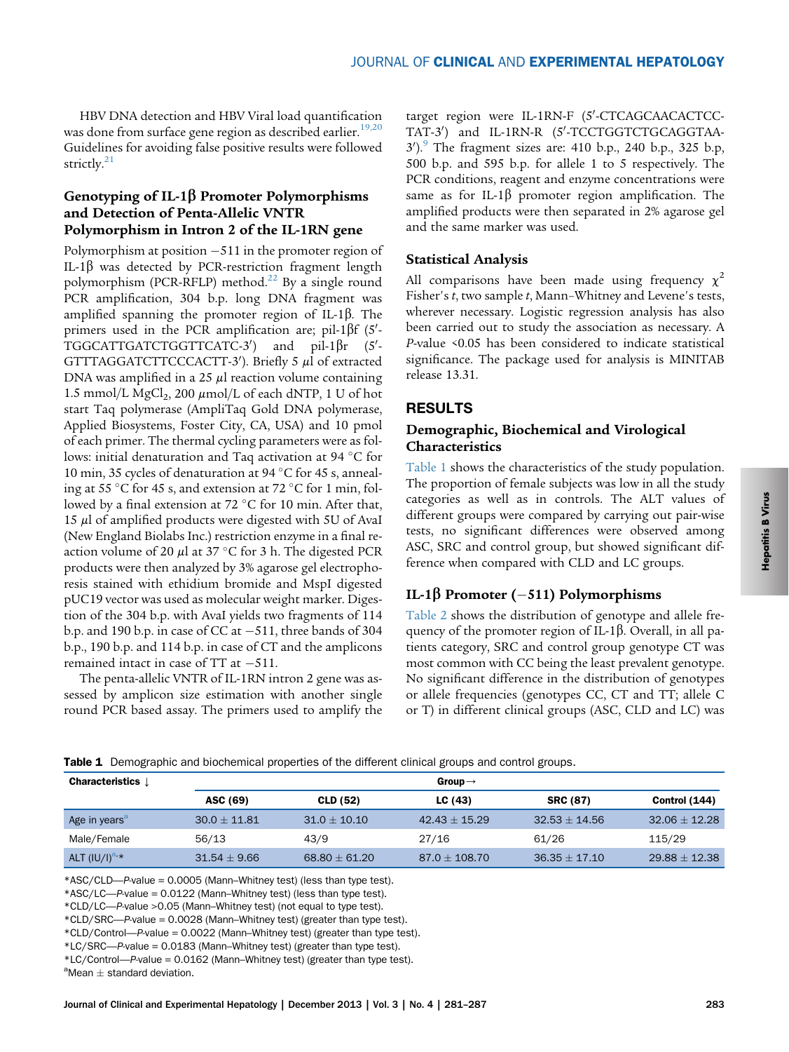HBV DNA detection and HBV Viral load quantification was done from surface gene region as described earlier.[19,20] Guidelines for avoiding false positive results were followed strictly.[21]

## Genotyping of IL-1β Promoter Polymorphisms and Detection of Penta-Allelic VNTR Polymorphism in Intron 2 of the IL-1RN gene

Polymorphism at position −511 in the promoter region of IL-1β was detected by PCR-restriction fragment length polymorphism (PCR-RFLP) method.[22] By a single round PCR amplification, 304 b.p. long DNA fragment was amplified spanning the promoter region of IL-1β. The primers used in the PCR amplification are; pil-1βf (5′-TGGCATTGATCTGGTTCATC-3′) and pil-1βr (5′-GTTTAGGATCTTCCCACTT-3′). Briefly 5 μl of extracted DNA was amplified in a 25 μl reaction volume containing 1.5 mmol/L $MgCl_2$, 200 μmol/L of each dNTP, 1 U of hot start Taq polymerase (AmpliTaq Gold DNA polymerase, Applied Biosystems, Foster City, CA, USA) and 10 pmol of each primer. The thermal cycling parameters were as follows: initial denaturation and Taq activation at 94 °C for 10 min, 35 cycles of denaturation at 94 °C for 45 s, annealing at 55 °C for 45 s, and extension at 72 °C for 1 min, followed by a final extension at 72 °C for 10 min. After that, 15 μl of amplified products were digested with 5U of AvaI (New England Biolabs Inc.) restriction enzyme in a final reaction volume of 20 μl at 37 °C for 3 h. The digested PCR products were then analyzed by 3% agarose gel electrophoresis stained with ethidium bromide and MspI digested pUC19 vector was used as molecular weight marker. Digestion of the 304 b.p. with AvaI yields two fragments of 114 b.p. and 190 b.p. in case of CC at −511, three bands of 304 b.p., 190 b.p. and 114 b.p. in case of CT and the amplicons remained intact in case of TT at −511.

The penta-allelic VNTR of IL-1RN intron 2 gene was assessed by amplicon size estimation with another single round PCR based assay. The primers used to amplify the target region were IL-1RN-F (5′-CTCAGCAACACTCCTAT-3′) and IL-1RN-R (5′-TCCTGGTCTGCAGGTAA-3′).[9] The fragment sizes are: 410 b.p., 240 b.p., 325 b.p, 500 b.p. and 595 b.p. for allele 1 to 5 respectively. The PCR conditions, reagent and enzyme concentrations were same as for IL-1β promoter region amplification. The amplified products were then separated in 2% agarose gel and the same marker was used.

## Statistical Analysis

All comparisons have been made using frequency $\chi^2$ Fisher's *t*, two sample *t*, Mann–Whitney and Levene's tests, wherever necessary. Logistic regression analysis has also been carried out to study the association as necessary. A *P*-value <0.05 has been considered to indicate statistical significance. The package used for analysis is MINITAB release 13.31.

# RESULTS

## Demographic, Biochemical and Virological Characteristics

Table 1 shows the characteristics of the study population. The proportion of female subjects was low in all the study categories as well as in controls. The ALT values of different groups were compared by carrying out pair-wise tests, no significant differences were observed among ASC, SRC and control group, but showed significant difference when compared with CLD and LC groups.

## IL-1β Promoter (−511) Polymorphisms

Table 2 shows the distribution of genotype and allele frequency of the promoter region of IL-1β. Overall, in all patients category, SRC and control group genotype CT was most common with CC being the least prevalent genotype. No significant difference in the distribution of genotypes or allele frequencies (genotypes CC, CT and TT; allele C or T) in different clinical groups (ASC, CLD and LC) was

**Table 1** Demographic and biochemical properties of the different clinical groups and control groups.

| Characteristics ↓ | Group→ | | | | |
|---|---|---|---|---|---|
| | ASC (69) | CLD (52) | LC (43) | SRC (87) | Control (144) |
| Age in years[a] | 30.0 ± 11.81 | 31.0 ± 10.10 | 42.43 ± 15.29 | 32.53 ± 14.56 | 32.06 ± 12.28 |
| Male/Female | 56/13 | 43/9 | 27/16 | 61/26 | 115/29 |
| ALT (IU/l)[a,]* | 31.54 ± 9.66 | 68.80 ± 61.20 | 87.0 ± 108.70 | 36.35 ± 17.10 | 29.88 ± 12.38 |

*ASC/CLD—*P*-value = 0.0005 (Mann–Whitney test) (less than type test).
*ASC/LC—*P*-value = 0.0122 (Mann–Whitney test) (less than type test).
*CLD/LC—*P*-value >0.05 (Mann–Whitney test) (not equal to type test).
*CLD/SRC—*P*-value = 0.0028 (Mann–Whitney test) (greater than type test).
*CLD/Control—*P*-value = 0.0022 (Mann–Whitney test) (greater than type test).
*LC/SRC—*P*-value = 0.0183 (Mann–Whitney test) (greater than type test).
*LC/Control—*P*-value = 0.0162 (Mann–Whitney test) (greater than type test).
[a]Mean ± standard deviation.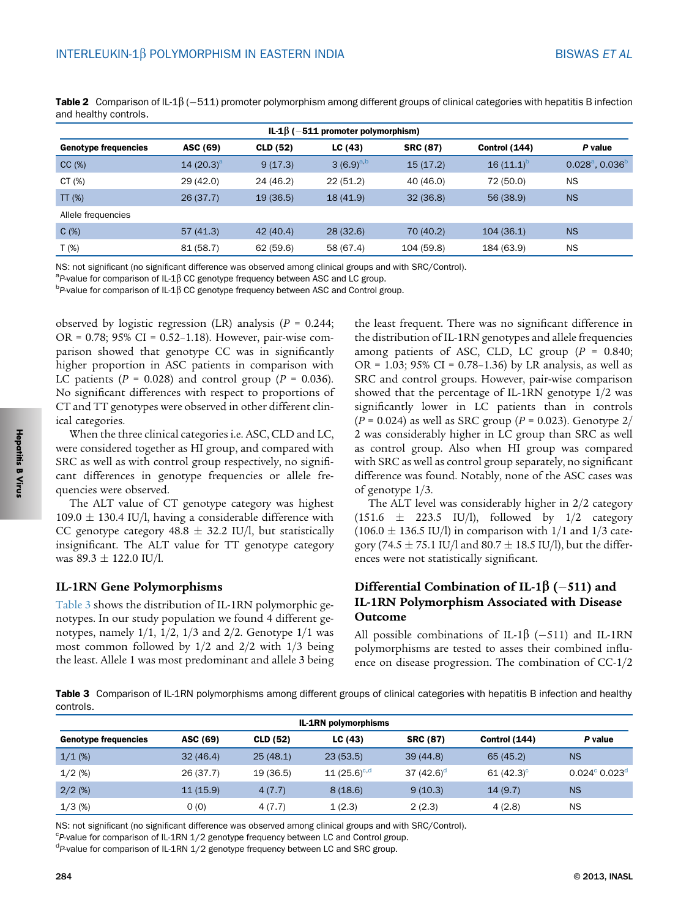**Table 2** Comparison of IL-1β (−511) promoter polymorphism among different groups of clinical categories with hepatitis B infection and healthy controls.

| | IL-1β (−511 promoter polymorphism) | | | | | |
|---|---|---|---|---|---|---|
| **Genotype frequencies** | **ASC (69)** | **CLD (52)** | **LC (43)** | **SRC (87)** | **Control (144)** | ***P* value** |
| CC (%) | 14 (20.3)[a] | 9 (17.3) | 3 (6.9)[a,b] | 15 (17.2) | 16 (11.1)[b] | 0.028[a], 0.036[b] |
| CT (%) | 29 (42.0) | 24 (46.2) | 22 (51.2) | 40 (46.0) | 72 (50.0) | NS |
| TT (%) | 26 (37.7) | 19 (36.5) | 18 (41.9) | 32 (36.8) | 56 (38.9) | NS |
| Allele frequencies | | | | | | |
| C (%) | 57 (41.3) | 42 (40.4) | 28 (32.6) | 70 (40.2) | 104 (36.1) | NS |
| T (%) | 81 (58.7) | 62 (59.6) | 58 (67.4) | 104 (59.8) | 184 (63.9) | NS |

NS: not significant (no significant difference was observed among clinical groups and with SRC/Control).
[a]*P*-value for comparison of IL-1β CC genotype frequency between ASC and LC group.
[b]*P*-value for comparison of IL-1β CC genotype frequency between ASC and Control group.

observed by logistic regression (LR) analysis ($P$ = 0.244; OR = 0.78; 95% CI = 0.52–1.18). However, pair-wise comparison showed that genotype CC was in significantly higher proportion in ASC patients in comparison with LC patients ($P$ = 0.028) and control group ($P$ = 0.036). No significant differences with respect to proportions of CT and TT genotypes were observed in other different clinical categories.

When the three clinical categories i.e. ASC, CLD and LC, were considered together as HI group, and compared with SRC as well as with control group respectively, no significant differences in genotype frequencies or allele frequencies were observed.

The ALT value of CT genotype category was highest 109.0 ± 130.4 IU/l, having a considerable difference with CC genotype category 48.8 ± 32.2 IU/l, but statistically insignificant. The ALT value for TT genotype category was 89.3 ± 122.0 IU/l.

## IL-1RN Gene Polymorphisms

Table 3 shows the distribution of IL-1RN polymorphic genotypes. In our study population we found 4 different genotypes, namely 1/1, 1/2, 1/3 and 2/2. Genotype 1/1 was most common followed by 1/2 and 2/2 with 1/3 being the least. Allele 1 was most predominant and allele 3 being the least frequent. There was no significant difference in the distribution of IL-1RN genotypes and allele frequencies among patients of ASC, CLD, LC group ($P$ = 0.840; OR = 1.03; 95% CI = 0.78–1.36) by LR analysis, as well as SRC and control groups. However, pair-wise comparison showed that the percentage of IL-1RN genotype 1/2 was significantly lower in LC patients than in controls ($P$ = 0.024) as well as SRC group ($P$ = 0.023). Genotype 2/2 was considerably higher in LC group than SRC as well as control group. Also when HI group was compared with SRC as well as control group separately, no significant difference was found. Notably, none of the ASC cases was of genotype 1/3.

The ALT level was considerably higher in 2/2 category (151.6 ± 223.5 IU/l), followed by 1/2 category (106.0 ± 136.5 IU/l) in comparison with 1/1 and 1/3 category (74.5 ± 75.1 IU/l and 80.7 ± 18.5 IU/l), but the differences were not statistically significant.

## Differential Combination of IL-1β (−511) and IL-1RN Polymorphism Associated with Disease Outcome

All possible combinations of IL-1β (−511) and IL-1RN polymorphisms are tested to asses their combined influence on disease progression. The combination of CC-1/2

**Table 3** Comparison of IL-1RN polymorphisms among different groups of clinical categories with hepatitis B infection and healthy controls.

| | IL-1RN polymorphisms | | | | | |
|---|---|---|---|---|---|---|
| **Genotype frequencies** | **ASC (69)** | **CLD (52)** | **LC (43)** | **SRC (87)** | **Control (144)** | ***P* value** |
| 1/1 (%) | 32 (46.4) | 25 (48.1) | 23 (53.5) | 39 (44.8) | 65 (45.2) | NS |
| 1/2 (%) | 26 (37.7) | 19 (36.5) | 11 (25.6)[c,d] | 37 (42.6)[d] | 61 (42.3)[c] | 0.024[c] 0.023[d] |
| 2/2 (%) | 11 (15.9) | 4 (7.7) | 8 (18.6) | 9 (10.3) | 14 (9.7) | NS |
| 1/3 (%) | 0 (0) | 4 (7.7) | 1 (2.3) | 2 (2.3) | 4 (2.8) | NS |

NS: not significant (no significant difference was observed among clinical groups and with SRC/Control).
[c]*P*-value for comparison of IL-1RN 1/2 genotype frequency between LC and Control group.
[d]*P*-value for comparison of IL-1RN 1/2 genotype frequency between LC and SRC group.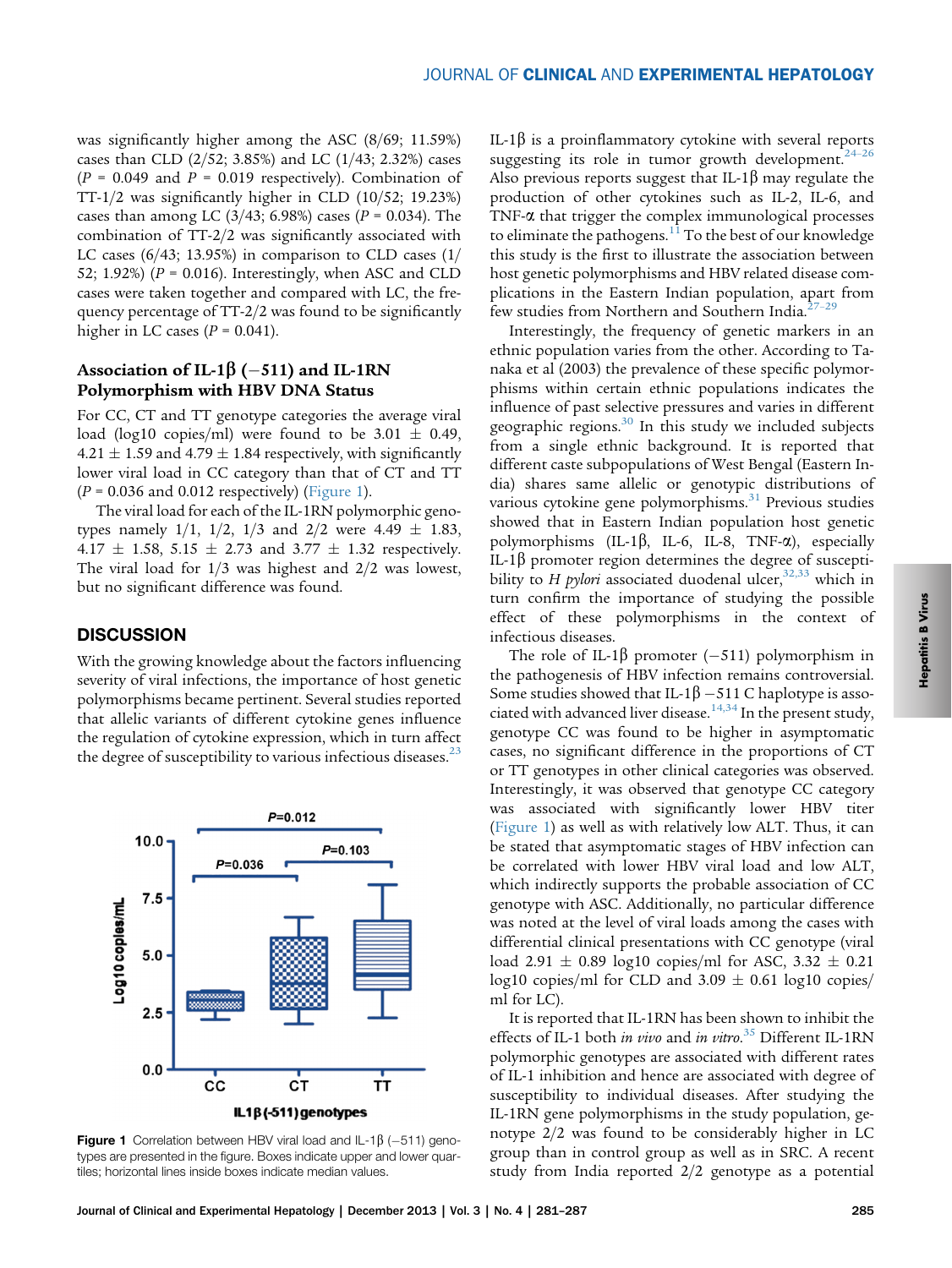was significantly higher among the ASC (8/69; 11.59%) cases than CLD (2/52; 3.85%) and LC (1/43; 2.32%) cases ($P$ = 0.049 and $P$ = 0.019 respectively). Combination of TT-1/2 was significantly higher in CLD (10/52; 19.23%) cases than among LC (3/43; 6.98%) cases ($P$ = 0.034). The combination of TT-2/2 was significantly associated with LC cases (6/43; 13.95%) in comparison to CLD cases (1/52; 1.92%) ($P$ = 0.016). Interestingly, when ASC and CLD cases were taken together and compared with LC, the frequency percentage of TT-2/2 was found to be significantly higher in LC cases ($P$ = 0.041).

### Association of IL-1β (−511) and IL-1RN Polymorphism with HBV DNA Status

For CC, CT and TT genotype categories the average viral load (log10 copies/ml) were found to be 3.01 ± 0.49, 4.21 ± 1.59 and 4.79 ± 1.84 respectively, with significantly lower viral load in CC category than that of CT and TT ($P$ = 0.036 and 0.012 respectively) (Figure 1).

The viral load for each of the IL-1RN polymorphic genotypes namely 1/1, 1/2, 1/3 and 2/2 were 4.49 ± 1.83, 4.17 ± 1.58, 5.15 ± 2.73 and 3.77 ± 1.32 respectively. The viral load for 1/3 was highest and 2/2 was lowest, but no significant difference was found.

## DISCUSSION

With the growing knowledge about the factors influencing severity of viral infections, the importance of host genetic polymorphisms became pertinent. Several studies reported that allelic variants of different cytokine genes influence the regulation of cytokine expression, which in turn affect the degree of susceptibility to various infectious diseases.[23]

**Figure 1** Correlation between HBV viral load and IL-1β (−511) genotypes are presented in the figure. Boxes indicate upper and lower quartiles; horizontal lines inside boxes indicate median values.

IL-1β is a proinflammatory cytokine with several reports suggesting its role in tumor growth development.[24–26] Also previous reports suggest that IL-1β may regulate the production of other cytokines such as IL-2, IL-6, and TNF-α that trigger the complex immunological processes to eliminate the pathogens.[11] To the best of our knowledge this study is the first to illustrate the association between host genetic polymorphisms and HBV related disease complications in the Eastern Indian population, apart from few studies from Northern and Southern India.[27–29]

Interestingly, the frequency of genetic markers in an ethnic population varies from the other. According to Tanaka et al (2003) the prevalence of these specific polymorphisms within certain ethnic populations indicates the influence of past selective pressures and varies in different geographic regions.[30] In this study we included subjects from a single ethnic background. It is reported that different caste subpopulations of West Bengal (Eastern India) shares same allelic or genotypic distributions of various cytokine gene polymorphisms.[31] Previous studies showed that in Eastern Indian population host genetic polymorphisms (IL-1β, IL-6, IL-8, TNF-α), especially IL-1β promoter region determines the degree of susceptibility to *H pylori* associated duodenal ulcer,[32,33] which in turn confirm the importance of studying the possible effect of these polymorphisms in the context of infectious diseases.

The role of IL-1β promoter (−511) polymorphism in the pathogenesis of HBV infection remains controversial. Some studies showed that IL-1β −511 C haplotype is associated with advanced liver disease.[14,34] In the present study, genotype CC was found to be higher in asymptomatic cases, no significant difference in the proportions of CT or TT genotypes in other clinical categories was observed. Interestingly, it was observed that genotype CC category was associated with significantly lower HBV titer (Figure 1) as well as with relatively low ALT. Thus, it can be stated that asymptomatic stages of HBV infection can be correlated with lower HBV viral load and low ALT, which indirectly supports the probable association of CC genotype with ASC. Additionally, no particular difference was noted at the level of viral loads among the cases with differential clinical presentations with CC genotype (viral load 2.91 ± 0.89 log10 copies/ml for ASC, 3.32 ± 0.21 log10 copies/ml for CLD and 3.09 ± 0.61 log10 copies/ml for LC).

It is reported that IL-1RN has been shown to inhibit the effects of IL-1 both *in vivo* and *in vitro*.[35] Different IL-1RN polymorphic genotypes are associated with different rates of IL-1 inhibition and hence are associated with degree of susceptibility to individual diseases. After studying the IL-1RN gene polymorphisms in the study population, genotype 2/2 was found to be considerably higher in LC group than in control group as well as in SRC. A recent study from India reported 2/2 genotype as a potential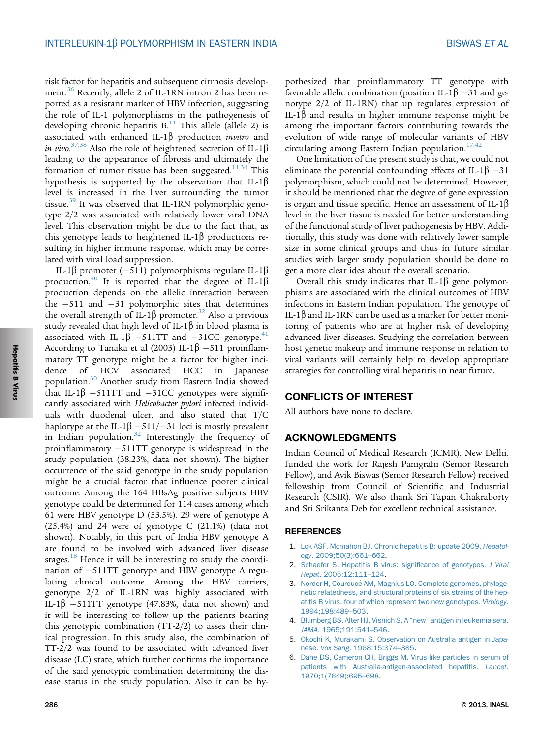risk factor for hepatitis and subsequent cirrhosis development.[36] Recently, allele 2 of IL-1RN intron 2 has been reported as a resistant marker of HBV infection, suggesting the role of IL-1 polymorphisms in the pathogenesis of developing chronic hepatitis B.[11] This allele (allele 2) is associated with enhanced IL-1β production *invitro* and *in vivo*.[37,38] Also the role of heightened secretion of IL-1β leading to the appearance of fibrosis and ultimately the formation of tumor tissue has been suggested.[11,34] This hypothesis is supported by the observation that IL-1β level is increased in the liver surrounding the tumor tissue.[39] It was observed that IL-1RN polymorphic genotype 2/2 was associated with relatively lower viral DNA level. This observation might be due to the fact that, as this genotype leads to heightened IL-1β productions resulting in higher immune response, which may be correlated with viral load suppression.

IL-1β promoter (−511) polymorphisms regulate IL-1β production.[40] It is reported that the degree of IL-1β production depends on the allelic interaction between the −511 and −31 polymorphic sites that determines the overall strength of IL-1β promoter.[32] Also a previous study revealed that high level of IL-1β in blood plasma is associated with IL-1β −511TT and −31CC genotype.[41] According to Tanaka et al (2003) IL-1β −511 proinflammatory TT genotype might be a factor for higher incidence of HCV associated HCC in Japanese population.[30] Another study from Eastern India showed that IL-1β −511TT and −31CC genotypes were significantly associated with *Helicobacter pylori* infected individuals with duodenal ulcer, and also stated that T/C haplotype at the IL-1β −511/−31 loci is mostly prevalent in Indian population.[32] Interestingly the frequency of proinflammatory −511TT genotype is widespread in the study population (38.23%, data not shown). The higher occurrence of the said genotype in the study population might be a crucial factor that influence poorer clinical outcome. Among the 164 HBsAg positive subjects HBV genotype could be determined for 114 cases among which 61 were HBV genotype D (53.5%), 29 were of genotype A (25.4%) and 24 were of genotype C (21.1%) (data not shown). Notably, in this part of India HBV genotype A are found to be involved with advanced liver disease stages.[18] Hence it will be interesting to study the coordination of −511TT genotype and HBV genotype A regulating clinical outcome. Among the HBV carriers, genotype 2/2 of IL-1RN was highly associated with IL-1β −511TT genotype (47.83%, data not shown) and it will be interesting to follow up the patients bearing this genotypic combination (TT-2/2) to asses their clinical progression. In this study also, the combination of TT-2/2 was found to be associated with advanced liver disease (LC) state, which further confirms the importance of the said genotypic combination determining the disease status in the study population. Also it can be hypothesized that proinflammatory TT genotype with favorable allelic combination (position IL-1β −31 and genotype 2/2 of IL-1RN) that up regulates expression of IL-1β and results in higher immune response might be among the important factors contributing towards the evolution of wide range of molecular variants of HBV circulating among Eastern Indian population.[17,42]

One limitation of the present study is that, we could not eliminate the potential confounding effects of IL-1β −31 polymorphism, which could not be determined. However, it should be mentioned that the degree of gene expression is organ and tissue specific. Hence an assessment of IL-1β level in the liver tissue is needed for better understanding of the functional study of liver pathogenesis by HBV. Additionally, this study was done with relatively lower sample size in some clinical groups and thus in future similar studies with larger study population should be done to get a more clear idea about the overall scenario.

Overall this study indicates that IL-1β gene polymorphisms are associated with the clinical outcomes of HBV infections in Eastern Indian population. The genotype of IL-1β and IL-1RN can be used as a marker for better monitoring of patients who are at higher risk of developing advanced liver diseases. Studying the correlation between host genetic makeup and immune response in relation to viral variants will certainly help to develop appropriate strategies for controlling viral hepatitis in near future.

## CONFLICTS OF INTEREST

All authors have none to declare.

## ACKNOWLEDGMENTS

Indian Council of Medical Research (ICMR), New Delhi, funded the work for Rajesh Panigrahi (Senior Research Fellow), and Avik Biswas (Senior Research Fellow) received fellowship from Council of Scientific and Industrial Research (CSIR). We also thank Sri Tapan Chakraborty and Sri Srikanta Deb for excellent technical assistance.

## REFERENCES

1. Lok ASF, Mcmahon BJ. Chronic hepatitis B: update 2009. *Hepatology*. 2009;50(3):661–662.
2. Schaefer S. Hepatitis B virus: significance of genotypes. *J Viral Hepat*. 2005;12:111–124.
3. Norder H, Couroucé AM, Magnius LO. Complete genomes, phylogenetic relatedness, and structural proteins of six strains of the hepatitis B virus, four of which represent two new genotypes. *Virology*. 1994;198:489–503.
4. Blumberg BS, Alter HJ, Visnich S. A "new" antigen in leukemia sera. *JAMA*. 1965;191:541–546.
5. Okochi K, Murakami S. Observation on Australia antigen in Japanese. *Vox Sang*. 1968;15:374–385.
6. Dane DS, Cameron CH, Briggs M. Virus like particles in serum of patients with Australia-antigen-associated hepatitis. *Lancet*. 1970;1(7649):695–698.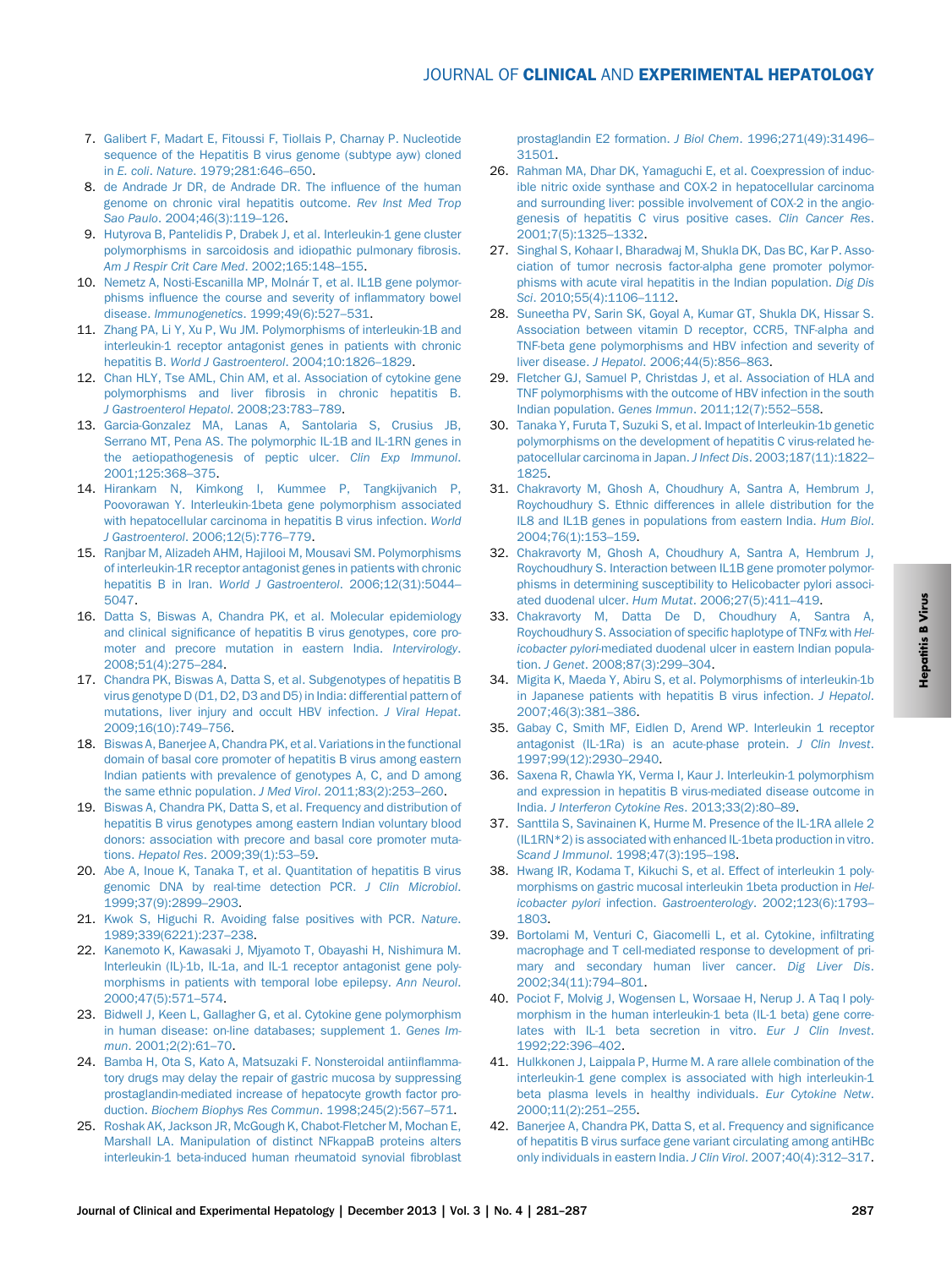7. Galibert F, Madart E, Fitoussi F, Tiollais P, Charnay P. Nucleotide sequence of the Hepatitis B virus genome (subtype ayw) cloned in *E. coli*. *Nature*. 1979;281:646–650.
8. de Andrade Jr DR, de Andrade DR. The influence of the human genome on chronic viral hepatitis outcome. *Rev Inst Med Trop Sao Paulo*. 2004;46(3):119–126.
9. Hutyrova B, Pantelidis P, Drabek J, et al. Interleukin-1 gene cluster polymorphisms in sarcoidosis and idiopathic pulmonary fibrosis. *Am J Respir Crit Care Med*. 2002;165:148–155.
10. Nemetz A, Nosti-Escanilla MP, Molnár T, et al. IL1B gene polymorphisms influence the course and severity of inflammatory bowel disease. *Immunogenetics*. 1999;49(6):527–531.
11. Zhang PA, Li Y, Xu P, Wu JM. Polymorphisms of interleukin-1B and interleukin-1 receptor antagonist genes in patients with chronic hepatitis B. *World J Gastroenterol*. 2004;10:1826–1829.
12. Chan HLY, Tse AML, Chin AM, et al. Association of cytokine gene polymorphisms and liver fibrosis in chronic hepatitis B. *J Gastroenterol Hepatol*. 2008;23:783–789.
13. Garcia-Gonzalez MA, Lanas A, Santolaria S, Crusius JB, Serrano MT, Pena AS. The polymorphic IL-1B and IL-1RN genes in the aetiopathogenesis of peptic ulcer. *Clin Exp Immunol*. 2001;125:368–375.
14. Hirankarn N, Kimkong I, Kummee P, Tangkijvanich P, Poovorawan Y. Interleukin-1beta gene polymorphism associated with hepatocellular carcinoma in hepatitis B virus infection. *World J Gastroenterol*. 2006;12(5):776–779.
15. Ranjbar M, Alizadeh AHM, Hajilooi M, Mousavi SM. Polymorphisms of interleukin-1R receptor antagonist genes in patients with chronic hepatitis B in Iran. *World J Gastroenterol*. 2006;12(31):5044–5047.
16. Datta S, Biswas A, Chandra PK, et al. Molecular epidemiology and clinical significance of hepatitis B virus genotypes, core promoter and precore mutation in eastern India. *Intervirology*. 2008;51(4):275–284.
17. Chandra PK, Biswas A, Datta S, et al. Subgenotypes of hepatitis B virus genotype D (D1, D2, D3 and D5) in India: differential pattern of mutations, liver injury and occult HBV infection. *J Viral Hepat*. 2009;16(10):749–756.
18. Biswas A, Banerjee A, Chandra PK, et al. Variations in the functional domain of basal core promoter of hepatitis B virus among eastern Indian patients with prevalence of genotypes A, C, and D among the same ethnic population. *J Med Virol*. 2011;83(2):253–260.
19. Biswas A, Chandra PK, Datta S, et al. Frequency and distribution of hepatitis B virus genotypes among eastern Indian voluntary blood donors: association with precore and basal core promoter mutations. *Hepatol Res*. 2009;39(1):53–59.
20. Abe A, Inoue K, Tanaka T, et al. Quantitation of hepatitis B virus genomic DNA by real-time detection PCR. *J Clin Microbiol*. 1999;37(9):2899–2903.
21. Kwok S, Higuchi R. Avoiding false positives with PCR. *Nature*. 1989;339(6221):237–238.
22. Kanemoto K, Kawasaki J, Mjyamoto T, Obayashi H, Nishimura M. Interleukin (IL)-1b, IL-1a, and IL-1 receptor antagonist gene polymorphisms in patients with temporal lobe epilepsy. *Ann Neurol*. 2000;47(5):571–574.
23. Bidwell J, Keen L, Gallagher G, et al. Cytokine gene polymorphism in human disease: on-line databases; supplement 1. *Genes Immun*. 2001;2(2):61–70.
24. Bamba H, Ota S, Kato A, Matsuzaki F. Nonsteroidal antiinflammatory drugs may delay the repair of gastric mucosa by suppressing prostaglandin-mediated increase of hepatocyte growth factor production. *Biochem Biophys Res Commun*. 1998;245(2):567–571.
25. Roshak AK, Jackson JR, McGough K, Chabot-Fletcher M, Mochan E, Marshall LA. Manipulation of distinct NFkappaB proteins alters interleukin-1 beta-induced human rheumatoid synovial fibroblast prostaglandin E2 formation. *J Biol Chem*. 1996;271(49):31496–31501.
26. Rahman MA, Dhar DK, Yamaguchi E, et al. Coexpression of inducible nitric oxide synthase and COX-2 in hepatocellular carcinoma and surrounding liver: possible involvement of COX-2 in the angiogenesis of hepatitis C virus positive cases. *Clin Cancer Res*. 2001;7(5):1325–1332.
27. Singhal S, Kohaar I, Bharadwaj M, Shukla DK, Das BC, Kar P. Association of tumor necrosis factor-alpha gene promoter polymorphisms with acute viral hepatitis in the Indian population. *Dig Dis Sci*. 2010;55(4):1106–1112.
28. Suneetha PV, Sarin SK, Goyal A, Kumar GT, Shukla DK, Hissar S. Association between vitamin D receptor, CCR5, TNF-alpha and TNF-beta gene polymorphisms and HBV infection and severity of liver disease. *J Hepatol*. 2006;44(5):856–863.
29. Fletcher GJ, Samuel P, Christdas J, et al. Association of HLA and TNF polymorphisms with the outcome of HBV infection in the south Indian population. *Genes Immun*. 2011;12(7):552–558.
30. Tanaka Y, Furuta T, Suzuki S, et al. Impact of Interleukin-1b genetic polymorphisms on the development of hepatitis C virus-related hepatocellular carcinoma in Japan. *J Infect Dis*. 2003;187(11):1822–1825.
31. Chakravorty M, Ghosh A, Choudhury A, Santra A, Hembrum J, Roychoudhury S. Ethnic differences in allele distribution for the IL8 and IL1B genes in populations from eastern India. *Hum Biol*. 2004;76(1):153–159.
32. Chakravorty M, Ghosh A, Choudhury A, Santra A, Hembrum J, Roychoudhury S. Interaction between IL1B gene promoter polymorphisms in determining susceptibility to Helicobacter pylori associated duodenal ulcer. *Hum Mutat*. 2006;27(5):411–419.
33. Chakravorty M, Datta De D, Choudhury A, Santra A, Roychoudhury S. Association of specific haplotype of TNFα with *Helicobacter pylori*-mediated duodenal ulcer in eastern Indian population. *J Genet*. 2008;87(3):299–304.
34. Migita K, Maeda Y, Abiru S, et al. Polymorphisms of interleukin-1b in Japanese patients with hepatitis B virus infection. *J Hepatol*. 2007;46(3):381–386.
35. Gabay C, Smith MF, Eidlen D, Arend WP. Interleukin 1 receptor antagonist (IL-1Ra) is an acute-phase protein. *J Clin Invest*. 1997;99(12):2930–2940.
36. Saxena R, Chawla YK, Verma I, Kaur J. Interleukin-1 polymorphism and expression in hepatitis B virus-mediated disease outcome in India. *J Interferon Cytokine Res*. 2013;33(2):80–89.
37. Santtila S, Savinainen K, Hurme M. Presence of the IL-1RA allele 2 (IL1RN*2) is associated with enhanced IL-1beta production in vitro. *Scand J Immunol*. 1998;47(3):195–198.
38. Hwang IR, Kodama T, Kikuchi S, et al. Effect of interleukin 1 polymorphisms on gastric mucosal interleukin 1beta production in *Helicobacter pylori* infection. *Gastroenterology*. 2002;123(6):1793–1803.
39. Bortolami M, Venturi C, Giacomelli L, et al. Cytokine, infiltrating macrophage and T cell-mediated response to development of primary and secondary human liver cancer. *Dig Liver Dis*. 2002;34(11):794–801.
40. Pociot F, Molvig J, Wogensen L, Worsaae H, Nerup J. A Taq I polymorphism in the human interleukin-1 beta (IL-1 beta) gene correlates with IL-1 beta secretion in vitro. *Eur J Clin Invest*. 1992;22:396–402.
41. Hulkkonen J, Laippala P, Hurme M. A rare allele combination of the interleukin-1 gene complex is associated with high interleukin-1 beta plasma levels in healthy individuals. *Eur Cytokine Netw*. 2000;11(2):251–255.
42. Banerjee A, Chandra PK, Datta S, et al. Frequency and significance of hepatitis B virus surface gene variant circulating among antiHBc only individuals in eastern India. *J Clin Virol*. 2007;40(4):312–317.